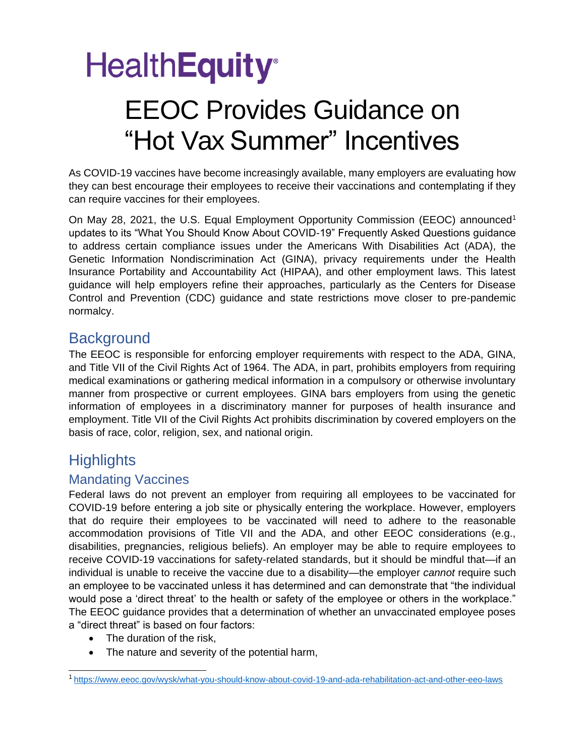HealthEquity

# EEOC Provides Guidance on "Hot Vax Summer" Incentives

As COVID-19 vaccines have become increasingly available, many employers are evaluating how they can best encourage their employees to receive their vaccinations and contemplating if they can require vaccines for their employees.

On May 28, 2021, the U.S. Equal Employment Opportunity Commission (EEOC) announced[1] updates to its "What You Should Know About COVID-19" Frequently Asked Questions guidance to address certain compliance issues under the Americans With Disabilities Act (ADA), the Genetic Information Nondiscrimination Act (GINA), privacy requirements under the Health Insurance Portability and Accountability Act (HIPAA), and other employment laws. This latest guidance will help employers refine their approaches, particularly as the Centers for Disease Control and Prevention (CDC) guidance and state restrictions move closer to pre-pandemic normalcy.

## Background

The EEOC is responsible for enforcing employer requirements with respect to the ADA, GINA, and Title VII of the Civil Rights Act of 1964. The ADA, in part, prohibits employers from requiring medical examinations or gathering medical information in a compulsory or otherwise involuntary manner from prospective or current employees. GINA bars employers from using the genetic information of employees in a discriminatory manner for purposes of health insurance and employment. Title VII of the Civil Rights Act prohibits discrimination by covered employers on the basis of race, color, religion, sex, and national origin.

## Highlights

### Mandating Vaccines

Federal laws do not prevent an employer from requiring all employees to be vaccinated for COVID-19 before entering a job site or physically entering the workplace. However, employers that do require their employees to be vaccinated will need to adhere to the reasonable accommodation provisions of Title VII and the ADA, and other EEOC considerations (e.g., disabilities, pregnancies, religious beliefs). An employer may be able to require employees to receive COVID-19 vaccinations for safety-related standards, but it should be mindful that—if an individual is unable to receive the vaccine due to a disability—the employer *cannot* require such an employee to be vaccinated unless it has determined and can demonstrate that "the individual would pose a 'direct threat' to the health or safety of the employee or others in the workplace." The EEOC guidance provides that a determination of whether an unvaccinated employee poses a "direct threat" is based on four factors:

- The duration of the risk,
- The nature and severity of the potential harm,

[1] https://www.eeoc.gov/wysk/what-you-should-know-about-covid-19-and-ada-rehabilitation-act-and-other-eeo-laws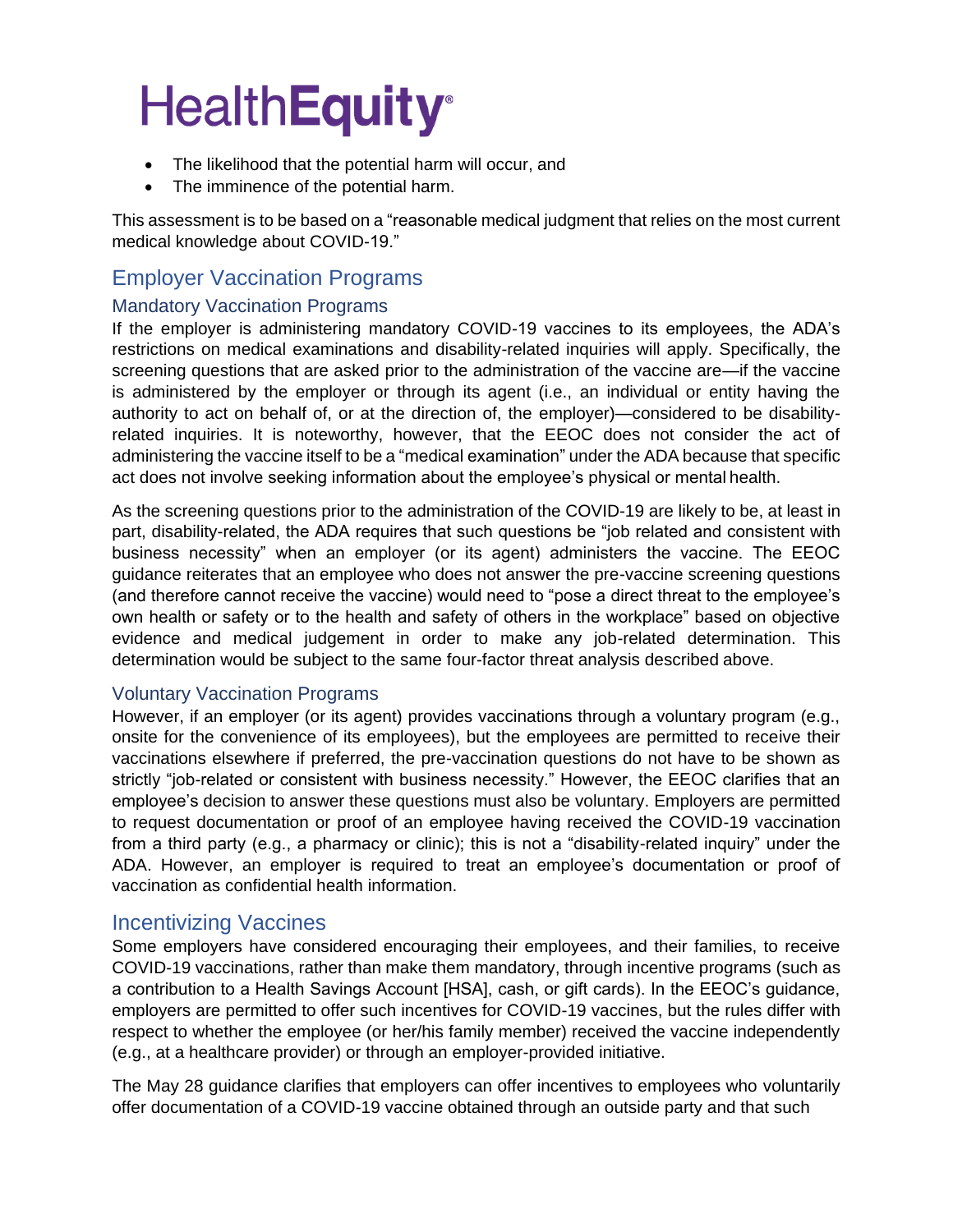- The likelihood that the potential harm will occur, and
- The imminence of the potential harm.

This assessment is to be based on a "reasonable medical judgment that relies on the most current medical knowledge about COVID-19."

## Employer Vaccination Programs

### Mandatory Vaccination Programs

If the employer is administering mandatory COVID-19 vaccines to its employees, the ADA's restrictions on medical examinations and disability-related inquiries will apply. Specifically, the screening questions that are asked prior to the administration of the vaccine are—if the vaccine is administered by the employer or through its agent (i.e., an individual or entity having the authority to act on behalf of, or at the direction of, the employer)—considered to be disability-related inquiries. It is noteworthy, however, that the EEOC does not consider the act of administering the vaccine itself to be a "medical examination" under the ADA because that specific act does not involve seeking information about the employee's physical or mental health.

As the screening questions prior to the administration of the COVID-19 are likely to be, at least in part, disability-related, the ADA requires that such questions be "job related and consistent with business necessity" when an employer (or its agent) administers the vaccine. The EEOC guidance reiterates that an employee who does not answer the pre-vaccine screening questions (and therefore cannot receive the vaccine) would need to "pose a direct threat to the employee's own health or safety or to the health and safety of others in the workplace" based on objective evidence and medical judgement in order to make any job-related determination. This determination would be subject to the same four-factor threat analysis described above.

### Voluntary Vaccination Programs

However, if an employer (or its agent) provides vaccinations through a voluntary program (e.g., onsite for the convenience of its employees), but the employees are permitted to receive their vaccinations elsewhere if preferred, the pre-vaccination questions do not have to be shown as strictly "job-related or consistent with business necessity." However, the EEOC clarifies that an employee's decision to answer these questions must also be voluntary. Employers are permitted to request documentation or proof of an employee having received the COVID-19 vaccination from a third party (e.g., a pharmacy or clinic); this is not a "disability-related inquiry" under the ADA. However, an employer is required to treat an employee's documentation or proof of vaccination as confidential health information.

## Incentivizing Vaccines

Some employers have considered encouraging their employees, and their families, to receive COVID-19 vaccinations, rather than make them mandatory, through incentive programs (such as a contribution to a Health Savings Account [HSA], cash, or gift cards). In the EEOC's guidance, employers are permitted to offer such incentives for COVID-19 vaccines, but the rules differ with respect to whether the employee (or her/his family member) received the vaccine independently (e.g., at a healthcare provider) or through an employer-provided initiative.

The May 28 guidance clarifies that employers can offer incentives to employees who voluntarily offer documentation of a COVID-19 vaccine obtained through an outside party and that such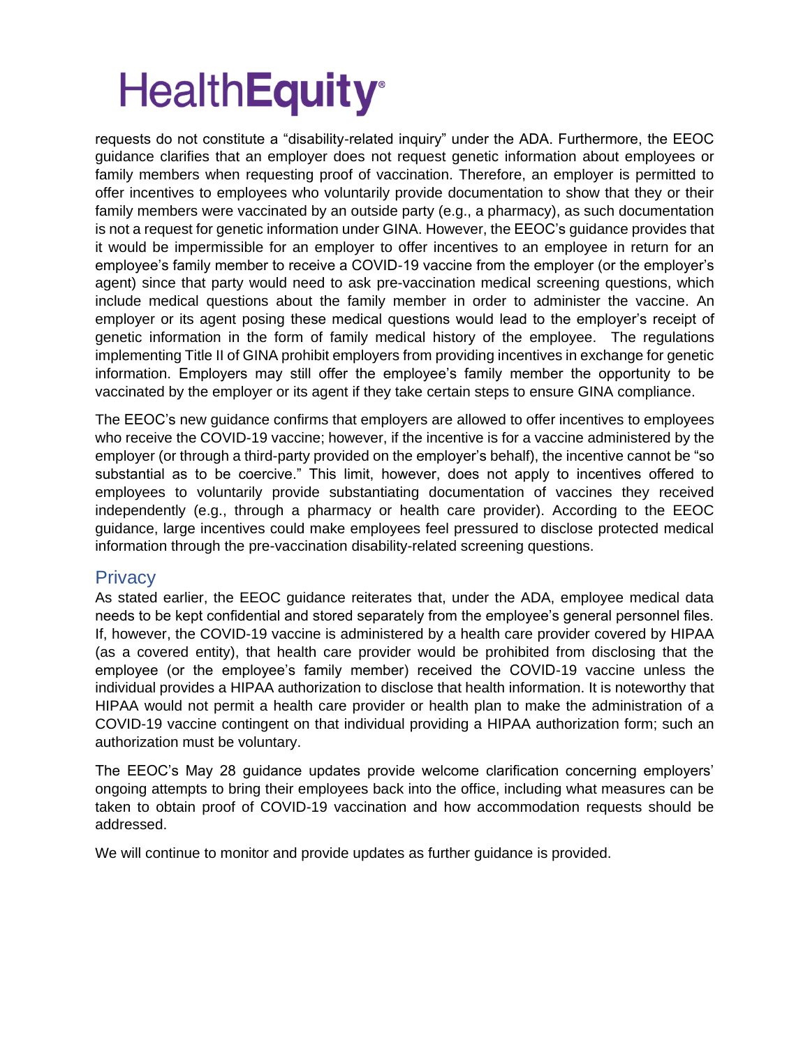requests do not constitute a "disability-related inquiry" under the ADA. Furthermore, the EEOC guidance clarifies that an employer does not request genetic information about employees or family members when requesting proof of vaccination. Therefore, an employer is permitted to offer incentives to employees who voluntarily provide documentation to show that they or their family members were vaccinated by an outside party (e.g., a pharmacy), as such documentation is not a request for genetic information under GINA. However, the EEOC's guidance provides that it would be impermissible for an employer to offer incentives to an employee in return for an employee's family member to receive a COVID-19 vaccine from the employer (or the employer's agent) since that party would need to ask pre-vaccination medical screening questions, which include medical questions about the family member in order to administer the vaccine. An employer or its agent posing these medical questions would lead to the employer's receipt of genetic information in the form of family medical history of the employee. The regulations implementing Title II of GINA prohibit employers from providing incentives in exchange for genetic information. Employers may still offer the employee's family member the opportunity to be vaccinated by the employer or its agent if they take certain steps to ensure GINA compliance.

The EEOC's new guidance confirms that employers are allowed to offer incentives to employees who receive the COVID-19 vaccine; however, if the incentive is for a vaccine administered by the employer (or through a third-party provided on the employer's behalf), the incentive cannot be "so substantial as to be coercive." This limit, however, does not apply to incentives offered to employees to voluntarily provide substantiating documentation of vaccines they received independently (e.g., through a pharmacy or health care provider). According to the EEOC guidance, large incentives could make employees feel pressured to disclose protected medical information through the pre-vaccination disability-related screening questions.

## Privacy

As stated earlier, the EEOC guidance reiterates that, under the ADA, employee medical data needs to be kept confidential and stored separately from the employee's general personnel files. If, however, the COVID-19 vaccine is administered by a health care provider covered by HIPAA (as a covered entity), that health care provider would be prohibited from disclosing that the employee (or the employee's family member) received the COVID-19 vaccine unless the individual provides a HIPAA authorization to disclose that health information. It is noteworthy that HIPAA would not permit a health care provider or health plan to make the administration of a COVID-19 vaccine contingent on that individual providing a HIPAA authorization form; such an authorization must be voluntary.

The EEOC's May 28 guidance updates provide welcome clarification concerning employers' ongoing attempts to bring their employees back into the office, including what measures can be taken to obtain proof of COVID-19 vaccination and how accommodation requests should be addressed.

We will continue to monitor and provide updates as further guidance is provided.